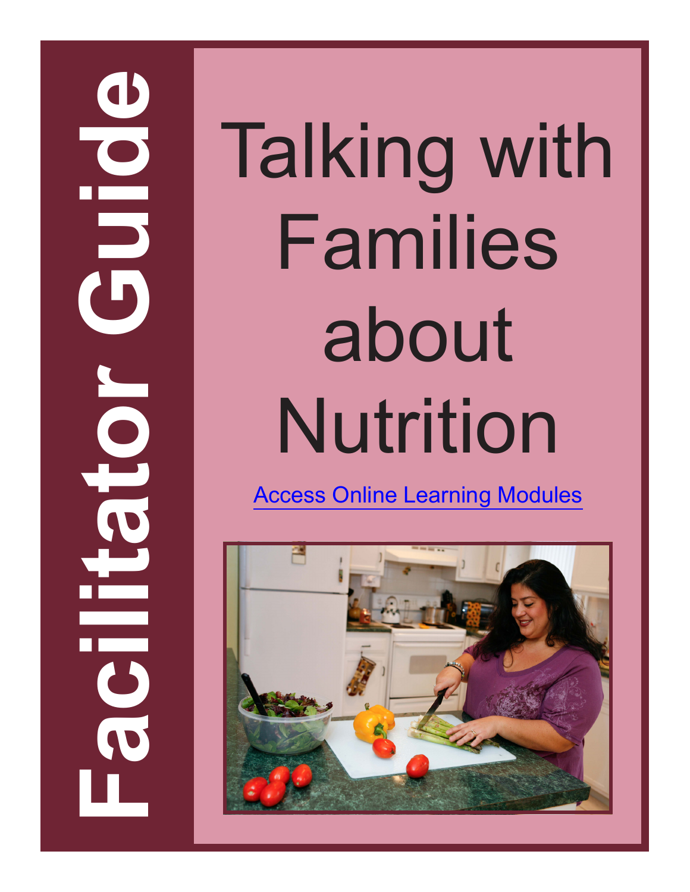**Facilitator Guide**

# Talking with Families about Nutrition

[Access Online Learning Modules]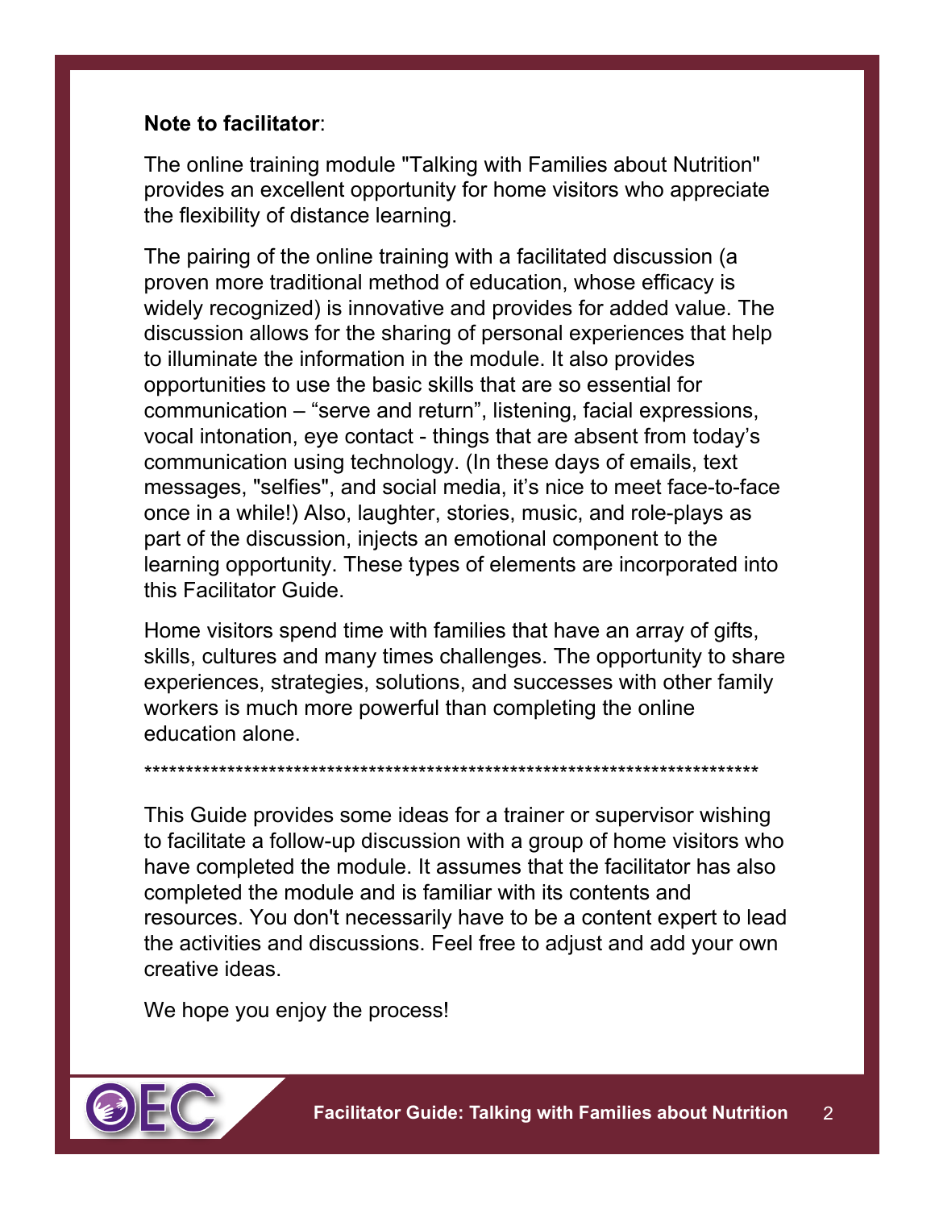**Note to facilitator**:

The online training module "Talking with Families about Nutrition" provides an excellent opportunity for home visitors who appreciate the flexibility of distance learning.

The pairing of the online training with a facilitated discussion (a proven more traditional method of education, whose efficacy is widely recognized) is innovative and provides for added value. The discussion allows for the sharing of personal experiences that help to illuminate the information in the module. It also provides opportunities to use the basic skills that are so essential for communication – "serve and return", listening, facial expressions, vocal intonation, eye contact - things that are absent from today's communication using technology. (In these days of emails, text messages, "selfies", and social media, it's nice to meet face-to-face once in a while!) Also, laughter, stories, music, and role-plays as part of the discussion, injects an emotional component to the learning opportunity. These types of elements are incorporated into this Facilitator Guide.

Home visitors spend time with families that have an array of gifts, skills, cultures and many times challenges. The opportunity to share experiences, strategies, solutions, and successes with other family workers is much more powerful than completing the online education alone.

******************************************************************************

This Guide provides some ideas for a trainer or supervisor wishing to facilitate a follow-up discussion with a group of home visitors who have completed the module. It assumes that the facilitator has also completed the module and is familiar with its contents and resources. You don't necessarily have to be a content expert to lead the activities and discussions. Feel free to adjust and add your own creative ideas.

We hope you enjoy the process!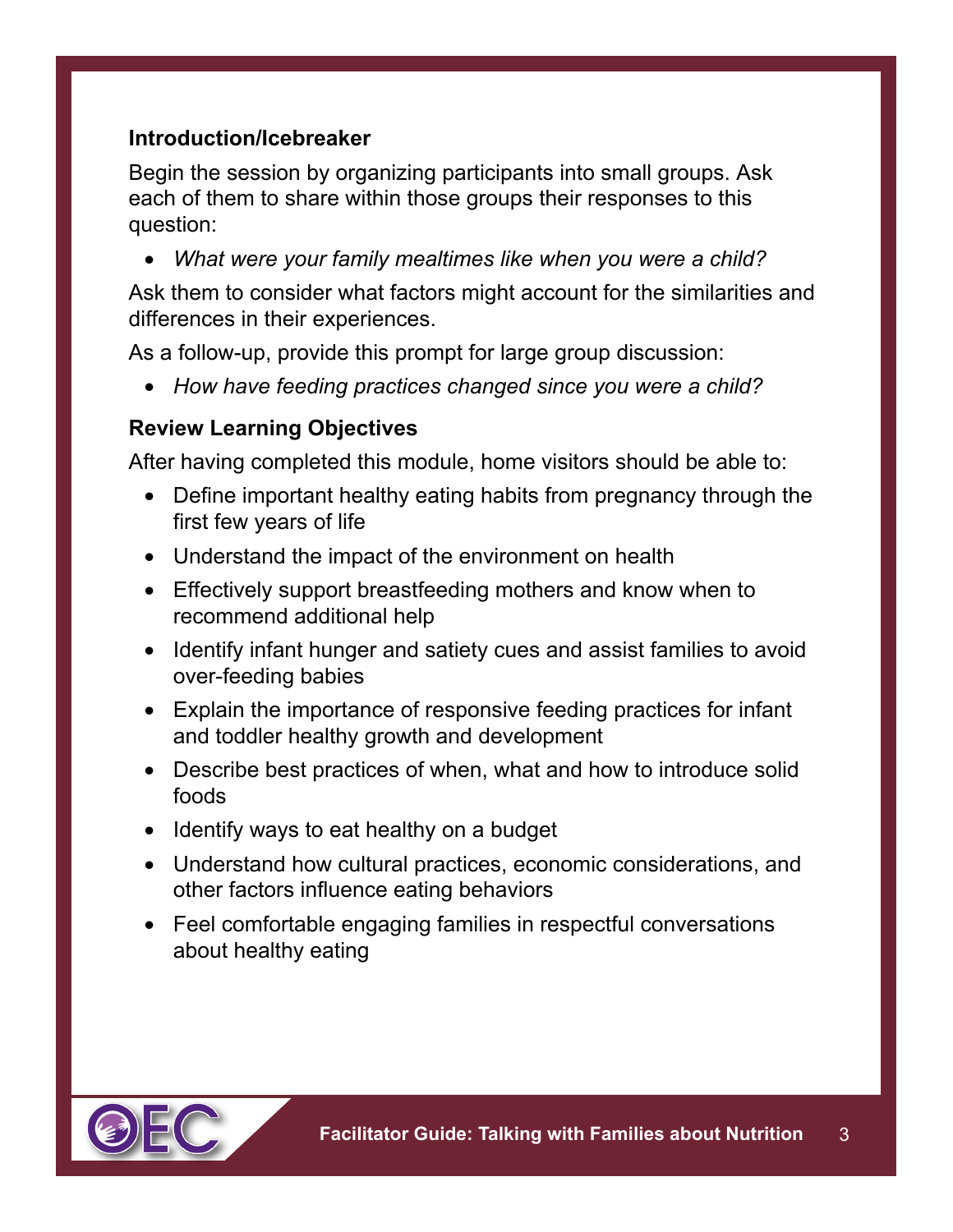### Introduction/Icebreaker

Begin the session by organizing participants into small groups. Ask each of them to share within those groups their responses to this question:

- *What were your family mealtimes like when you were a child?*

Ask them to consider what factors might account for the similarities and differences in their experiences.

As a follow-up, provide this prompt for large group discussion:

- *How have feeding practices changed since you were a child?*

### Review Learning Objectives

After having completed this module, home visitors should be able to:

- Define important healthy eating habits from pregnancy through the first few years of life
- Understand the impact of the environment on health
- Effectively support breastfeeding mothers and know when to recommend additional help
- Identify infant hunger and satiety cues and assist families to avoid over-feeding babies
- Explain the importance of responsive feeding practices for infant and toddler healthy growth and development
- Describe best practices of when, what and how to introduce solid foods
- Identify ways to eat healthy on a budget
- Understand how cultural practices, economic considerations, and other factors influence eating behaviors
- Feel comfortable engaging families in respectful conversations about healthy eating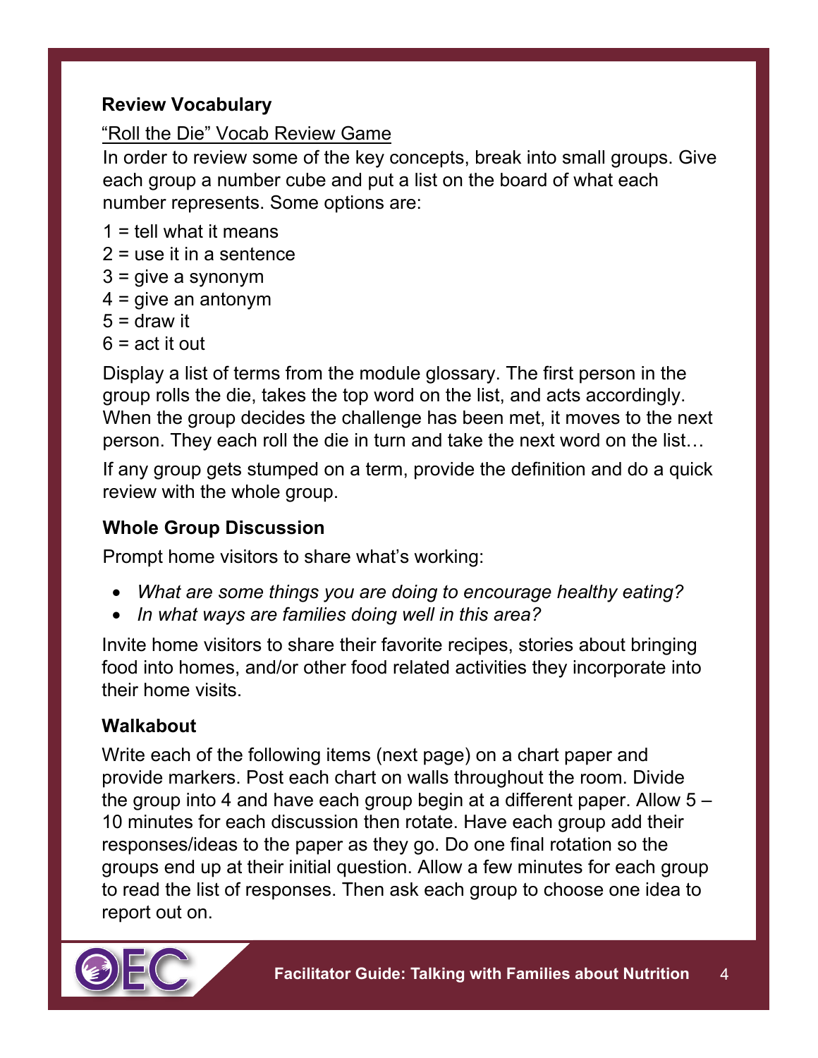**Review Vocabulary**

"Roll the Die" Vocab Review Game

In order to review some of the key concepts, break into small groups. Give each group a number cube and put a list on the board of what each number represents. Some options are:

1 = tell what it means
2 = use it in a sentence
3 = give a synonym
4 = give an antonym
5 = draw it
6 = act it out

Display a list of terms from the module glossary. The first person in the group rolls the die, takes the top word on the list, and acts accordingly. When the group decides the challenge has been met, it moves to the next person. They each roll the die in turn and take the next word on the list…

If any group gets stumped on a term, provide the definition and do a quick review with the whole group.

**Whole Group Discussion**

Prompt home visitors to share what's working:

- *What are some things you are doing to encourage healthy eating?*
- *In what ways are families doing well in this area?*

Invite home visitors to share their favorite recipes, stories about bringing food into homes, and/or other food related activities they incorporate into their home visits.

**Walkabout**

Write each of the following items (next page) on a chart paper and provide markers. Post each chart on walls throughout the room. Divide the group into 4 and have each group begin at a different paper. Allow 5 – 10 minutes for each discussion then rotate. Have each group add their responses/ideas to the paper as they go. Do one final rotation so the groups end up at their initial question. Allow a few minutes for each group to read the list of responses. Then ask each group to choose one idea to report out on.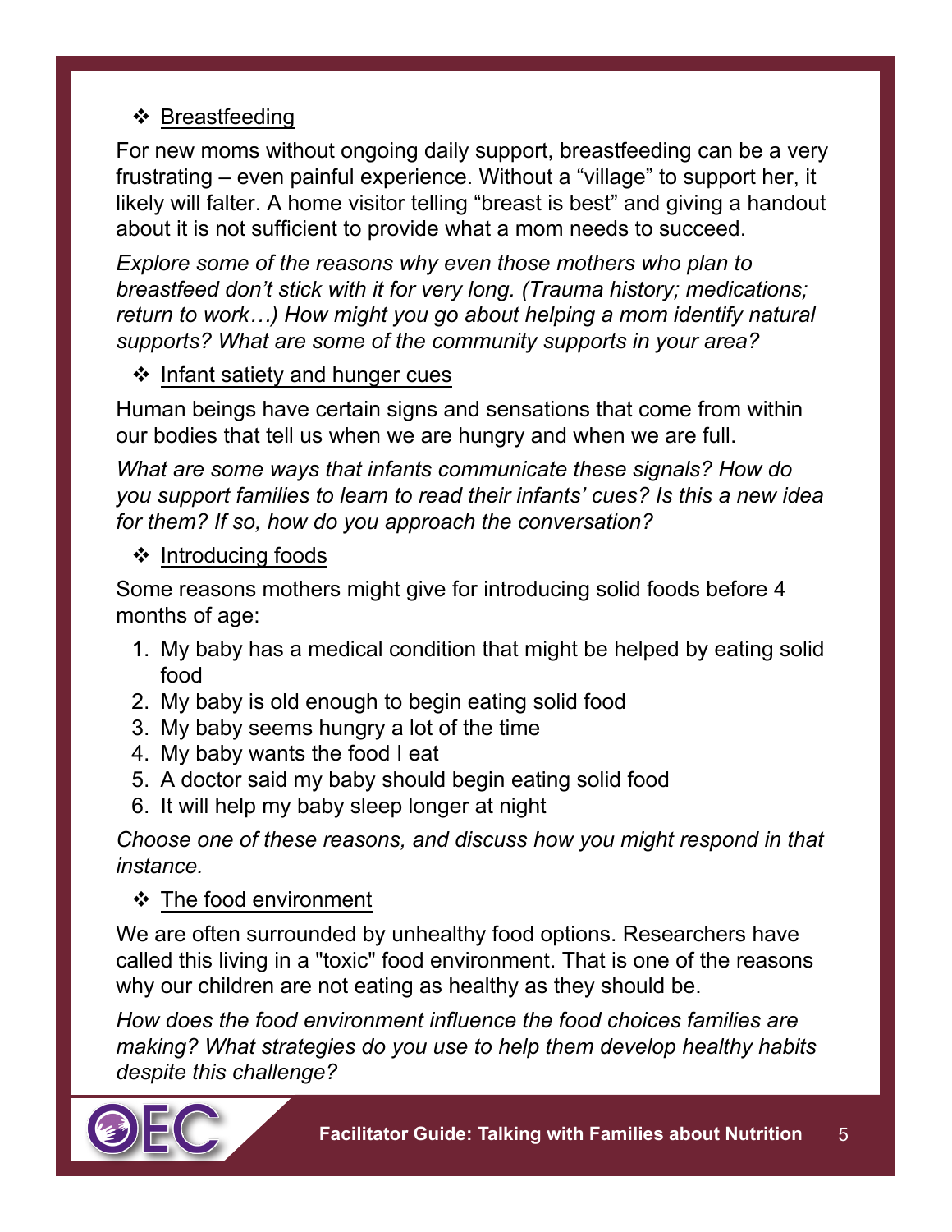- Breastfeeding

For new moms without ongoing daily support, breastfeeding can be a very frustrating – even painful experience. Without a "village" to support her, it likely will falter. A home visitor telling "breast is best" and giving a handout about it is not sufficient to provide what a mom needs to succeed.

*Explore some of the reasons why even those mothers who plan to breastfeed don't stick with it for very long. (Trauma history; medications; return to work…) How might you go about helping a mom identify natural supports? What are some of the community supports in your area?*

- Infant satiety and hunger cues

Human beings have certain signs and sensations that come from within our bodies that tell us when we are hungry and when we are full.

*What are some ways that infants communicate these signals? How do you support families to learn to read their infants' cues? Is this a new idea for them? If so, how do you approach the conversation?*

- Introducing foods

Some reasons mothers might give for introducing solid foods before 4 months of age:

1. My baby has a medical condition that might be helped by eating solid food
2. My baby is old enough to begin eating solid food
3. My baby seems hungry a lot of the time
4. My baby wants the food I eat
5. A doctor said my baby should begin eating solid food
6. It will help my baby sleep longer at night

*Choose one of these reasons, and discuss how you might respond in that instance.*

- The food environment

We are often surrounded by unhealthy food options. Researchers have called this living in a "toxic" food environment. That is one of the reasons why our children are not eating as healthy as they should be.

*How does the food environment influence the food choices families are making? What strategies do you use to help them develop healthy habits despite this challenge?*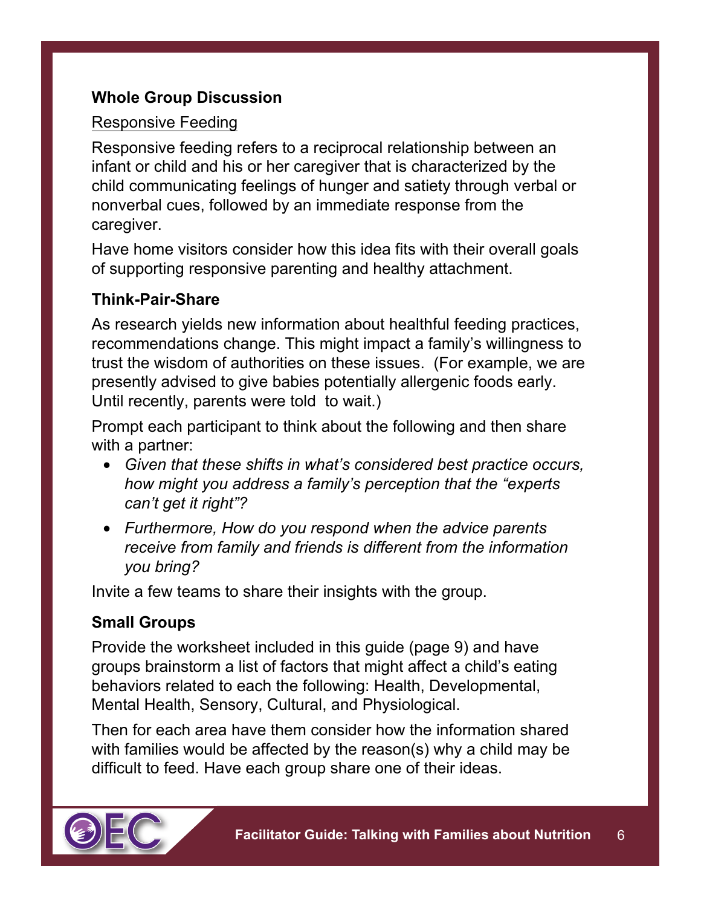**Whole Group Discussion**

Responsive Feeding

Responsive feeding refers to a reciprocal relationship between an infant or child and his or her caregiver that is characterized by the child communicating feelings of hunger and satiety through verbal or nonverbal cues, followed by an immediate response from the caregiver.

Have home visitors consider how this idea fits with their overall goals of supporting responsive parenting and healthy attachment.

**Think-Pair-Share**

As research yields new information about healthful feeding practices, recommendations change. This might impact a family's willingness to trust the wisdom of authorities on these issues. (For example, we are presently advised to give babies potentially allergenic foods early. Until recently, parents were told to wait.)

Prompt each participant to think about the following and then share with a partner:

- *Given that these shifts in what's considered best practice occurs, how might you address a family's perception that the "experts can't get it right"?*
- *Furthermore, How do you respond when the advice parents receive from family and friends is different from the information you bring?*

Invite a few teams to share their insights with the group.

**Small Groups**

Provide the worksheet included in this guide (page 9) and have groups brainstorm a list of factors that might affect a child's eating behaviors related to each the following: Health, Developmental, Mental Health, Sensory, Cultural, and Physiological.

Then for each area have them consider how the information shared with families would be affected by the reason(s) why a child may be difficult to feed. Have each group share one of their ideas.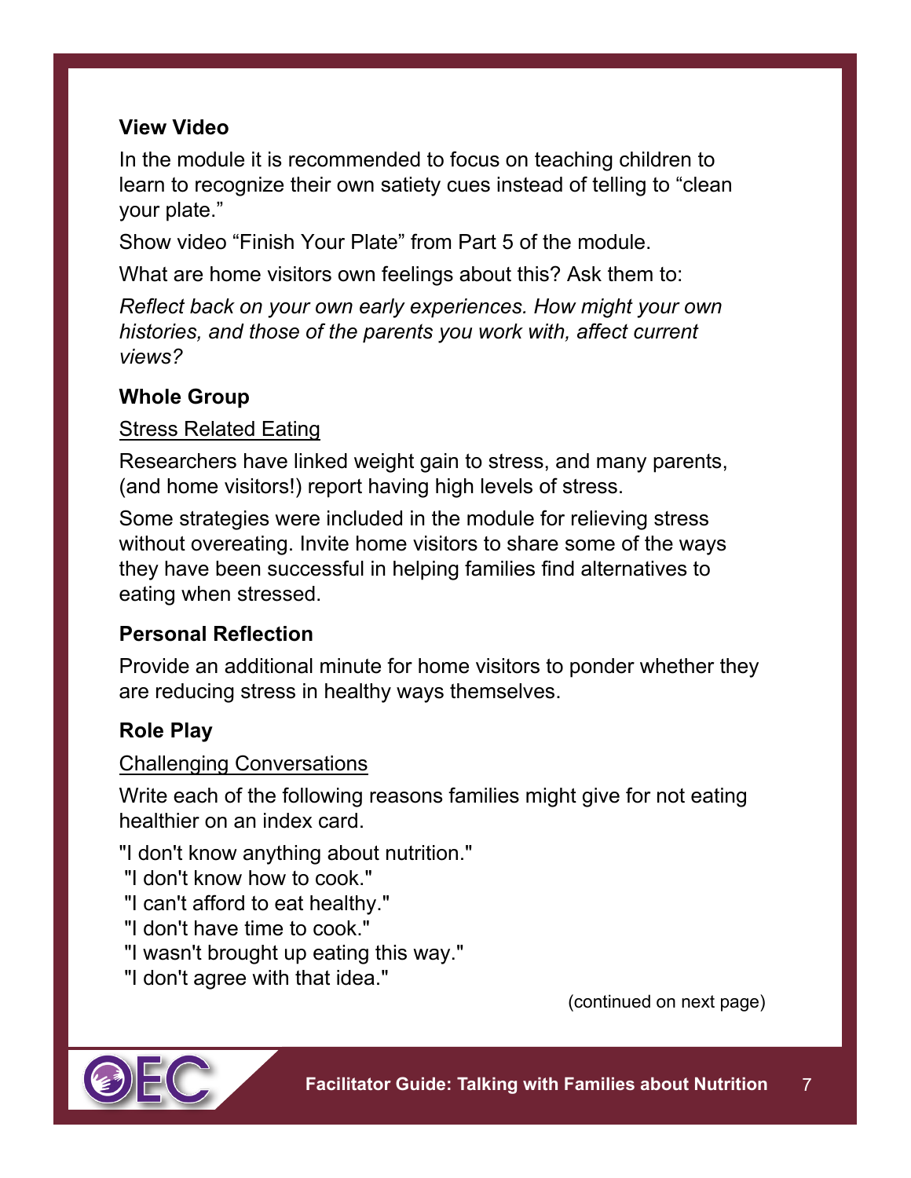**View Video**

In the module it is recommended to focus on teaching children to learn to recognize their own satiety cues instead of telling to "clean your plate."

Show video "Finish Your Plate" from Part 5 of the module.

What are home visitors own feelings about this? Ask them to:

*Reflect back on your own early experiences. How might your own histories, and those of the parents you work with, affect current views?*

**Whole Group**

Stress Related Eating

Researchers have linked weight gain to stress, and many parents, (and home visitors!) report having high levels of stress.

Some strategies were included in the module for relieving stress without overeating. Invite home visitors to share some of the ways they have been successful in helping families find alternatives to eating when stressed.

**Personal Reflection**

Provide an additional minute for home visitors to ponder whether they are reducing stress in healthy ways themselves.

**Role Play**

Challenging Conversations

Write each of the following reasons families might give for not eating healthier on an index card.

"I don't know anything about nutrition."
"I don't know how to cook."
"I can't afford to eat healthy."
"I don't have time to cook."
"I wasn't brought up eating this way."
"I don't agree with that idea."

(continued on next page)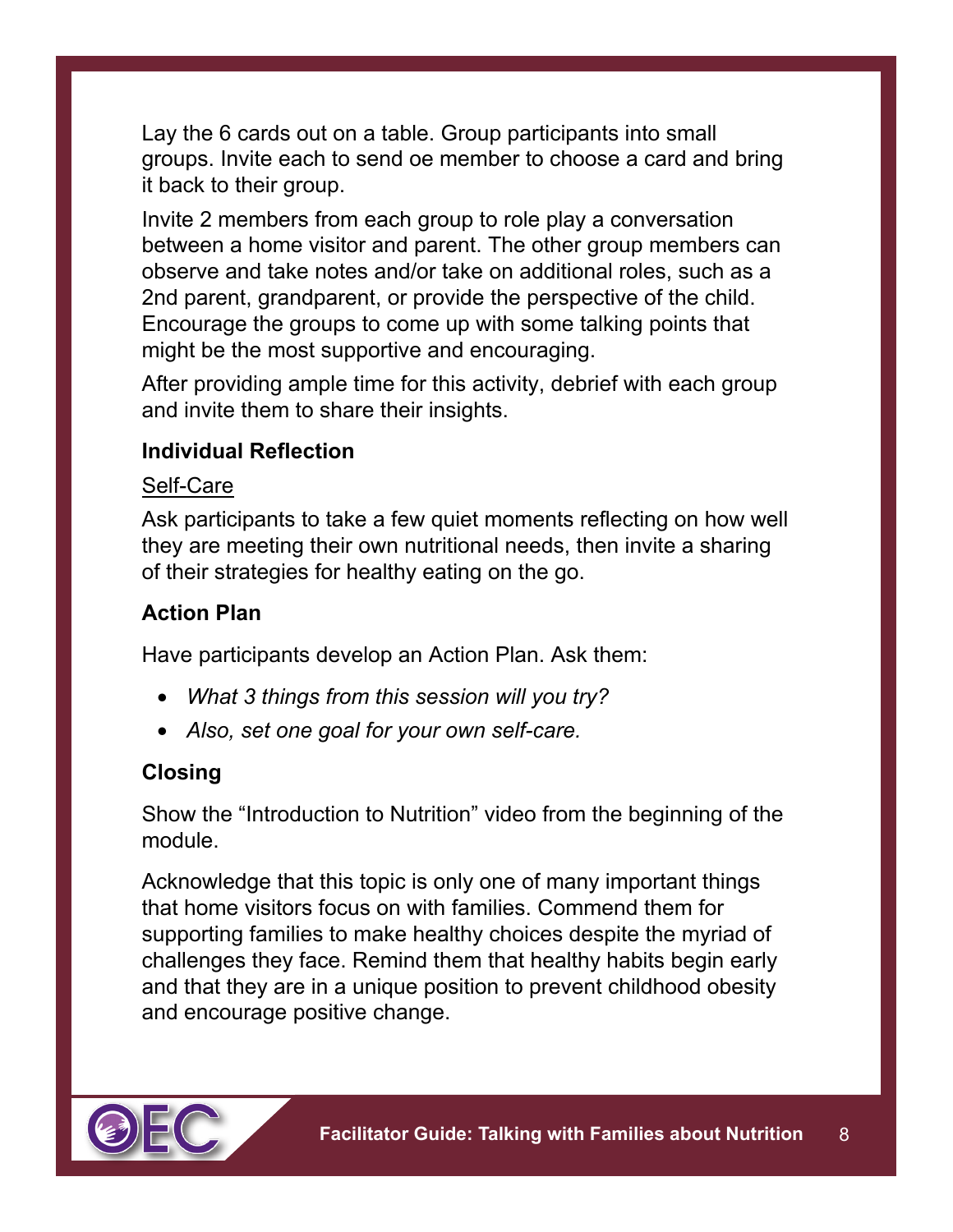Lay the 6 cards out on a table. Group participants into small groups. Invite each to send oe member to choose a card and bring it back to their group.

Invite 2 members from each group to role play a conversation between a home visitor and parent. The other group members can observe and take notes and/or take on additional roles, such as a 2nd parent, grandparent, or provide the perspective of the child. Encourage the groups to come up with some talking points that might be the most supportive and encouraging.

After providing ample time for this activity, debrief with each group and invite them to share their insights.

**Individual Reflection**

<u>Self-Care</u>

Ask participants to take a few quiet moments reflecting on how well they are meeting their own nutritional needs, then invite a sharing of their strategies for healthy eating on the go.

**Action Plan**

Have participants develop an Action Plan. Ask them:

- *What 3 things from this session will you try?*
- *Also, set one goal for your own self-care.*

**Closing**

Show the “Introduction to Nutrition” video from the beginning of the module.

Acknowledge that this topic is only one of many important things that home visitors focus on with families. Commend them for supporting families to make healthy choices despite the myriad of challenges they face. Remind them that healthy habits begin early and that they are in a unique position to prevent childhood obesity and encourage positive change.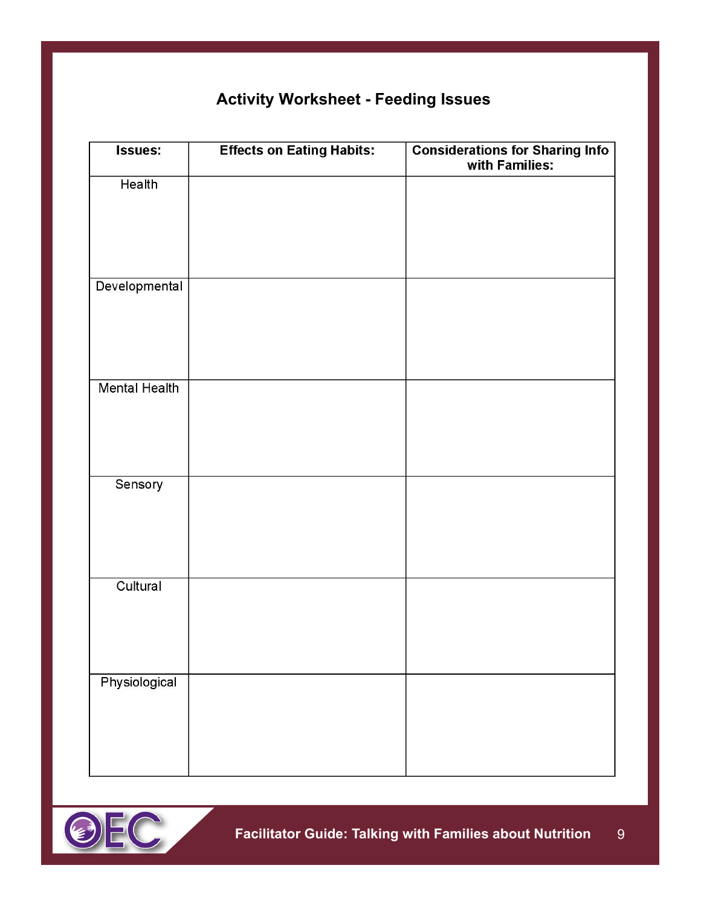## Activity Worksheet - Feeding Issues

| Issues: | Effects on Eating Habits: | Considerations for Sharing Info with Families: |
|---|---|---|
| Health | | |
| Developmental | | |
| Mental Health | | |
| Sensory | | |
| Cultural | | |
| Physiological | | |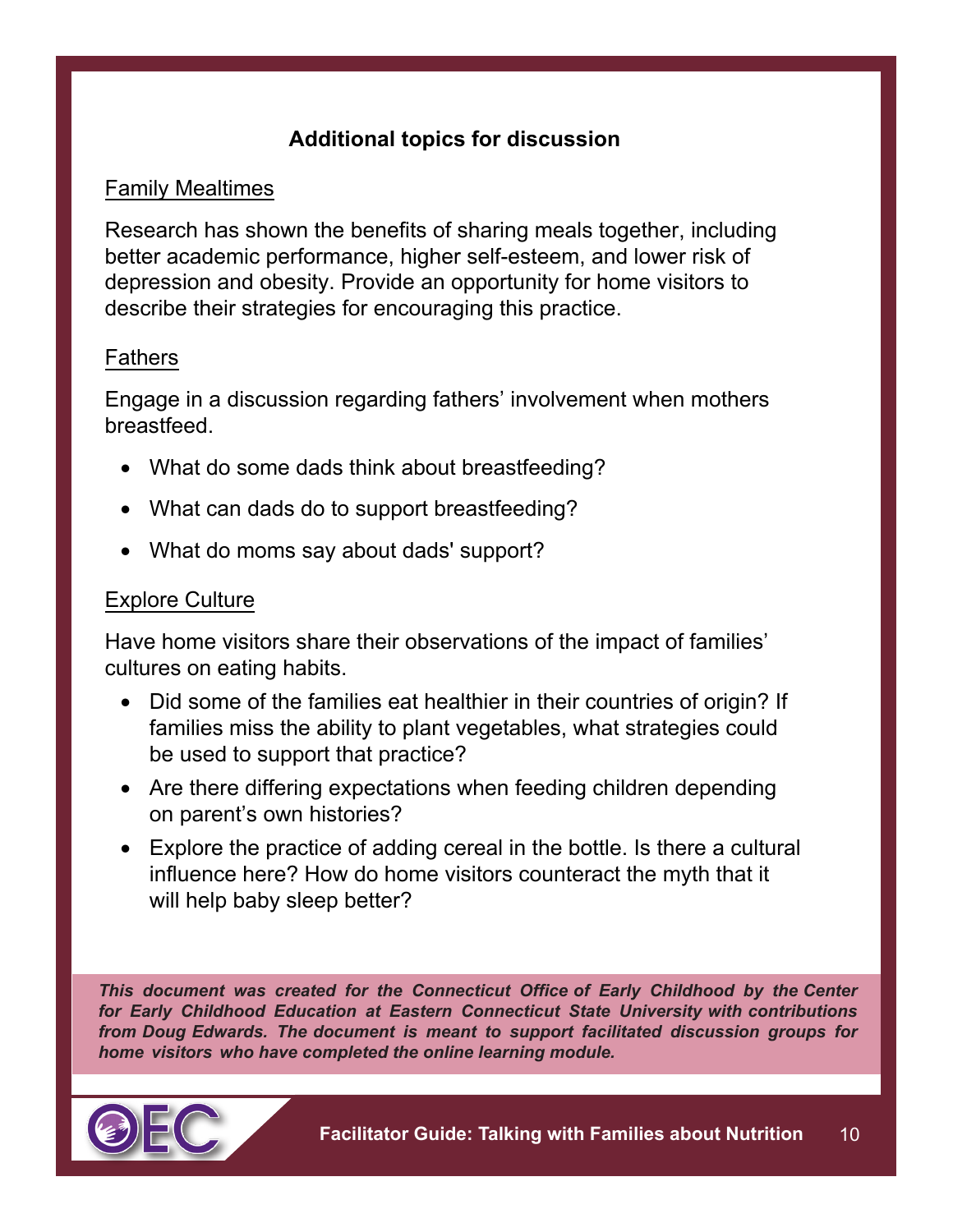## Additional topics for discussion

### Family Mealtimes

Research has shown the benefits of sharing meals together, including better academic performance, higher self-esteem, and lower risk of depression and obesity. Provide an opportunity for home visitors to describe their strategies for encouraging this practice.

### Fathers

Engage in a discussion regarding fathers' involvement when mothers breastfeed.

- What do some dads think about breastfeeding?
- What can dads do to support breastfeeding?
- What do moms say about dads' support?

### Explore Culture

Have home visitors share their observations of the impact of families' cultures on eating habits.

- Did some of the families eat healthier in their countries of origin? If families miss the ability to plant vegetables, what strategies could be used to support that practice?
- Are there differing expectations when feeding children depending on parent's own histories?
- Explore the practice of adding cereal in the bottle. Is there a cultural influence here? How do home visitors counteract the myth that it will help baby sleep better?

***This document was created for the Connecticut Office of Early Childhood by the Center for Early Childhood Education at Eastern Connecticut State University with contributions from Doug Edwards. The document is meant to support facilitated discussion groups for home visitors who have completed the online learning module.***